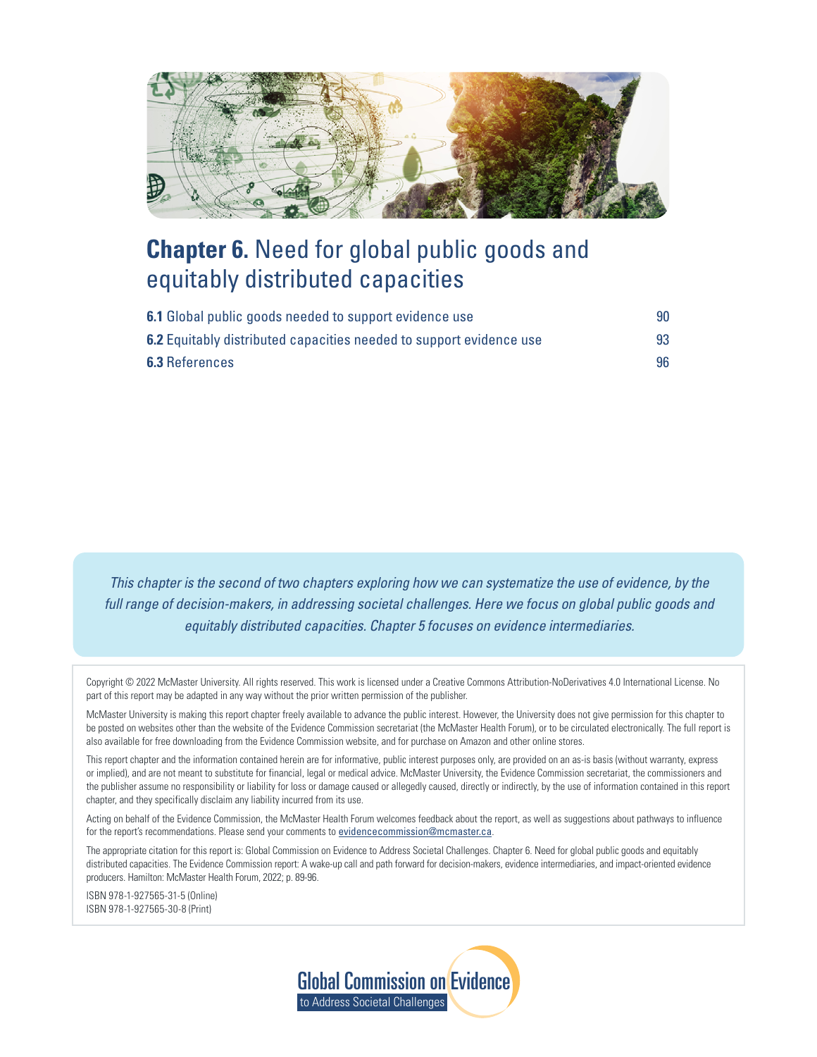# **Chapter 6.** Need for global public goods and equitably distributed capacities

| | |
|---|---|
| **6.1** Global public goods needed to support evidence use | 90 |
| **6.2** Equitably distributed capacities needed to support evidence use | 93 |
| **6.3** References | 96 |

*This chapter is the second of two chapters exploring how we can systematize the use of evidence, by the full range of decision-makers, in addressing societal challenges. Here we focus on global public goods and equitably distributed capacities. Chapter 5 focuses on evidence intermediaries.*

Copyright © 2022 McMaster University. All rights reserved. This work is licensed under a Creative Commons Attribution-NoDerivatives 4.0 International License. No part of this report may be adapted in any way without the prior written permission of the publisher.

McMaster University is making this report chapter freely available to advance the public interest. However, the University does not give permission for this chapter to be posted on websites other than the website of the Evidence Commission secretariat (the McMaster Health Forum), or to be circulated electronically. The full report is also available for free downloading from the Evidence Commission website, and for purchase on Amazon and other online stores.

This report chapter and the information contained herein are for informative, public interest purposes only, are provided on an as-is basis (without warranty, express or implied), and are not meant to substitute for financial, legal or medical advice. McMaster University, the Evidence Commission secretariat, the commissioners and the publisher assume no responsibility or liability for loss or damage caused or allegedly caused, directly or indirectly, by the use of information contained in this report chapter, and they specifically disclaim any liability incurred from its use.

Acting on behalf of the Evidence Commission, the McMaster Health Forum welcomes feedback about the report, as well as suggestions about pathways to influence for the report's recommendations. Please send your comments to evidencecommission@mcmaster.ca.

The appropriate citation for this report is: Global Commission on Evidence to Address Societal Challenges. Chapter 6. Need for global public goods and equitably distributed capacities. The Evidence Commission report: A wake-up call and path forward for decision-makers, evidence intermediaries, and impact-oriented evidence producers. Hamilton: McMaster Health Forum, 2022; p. 89-96.

ISBN 978-1-927565-31-5 (Online)
ISBN 978-1-927565-30-8 (Print)

Global Commission on Evidence to Address Societal Challenges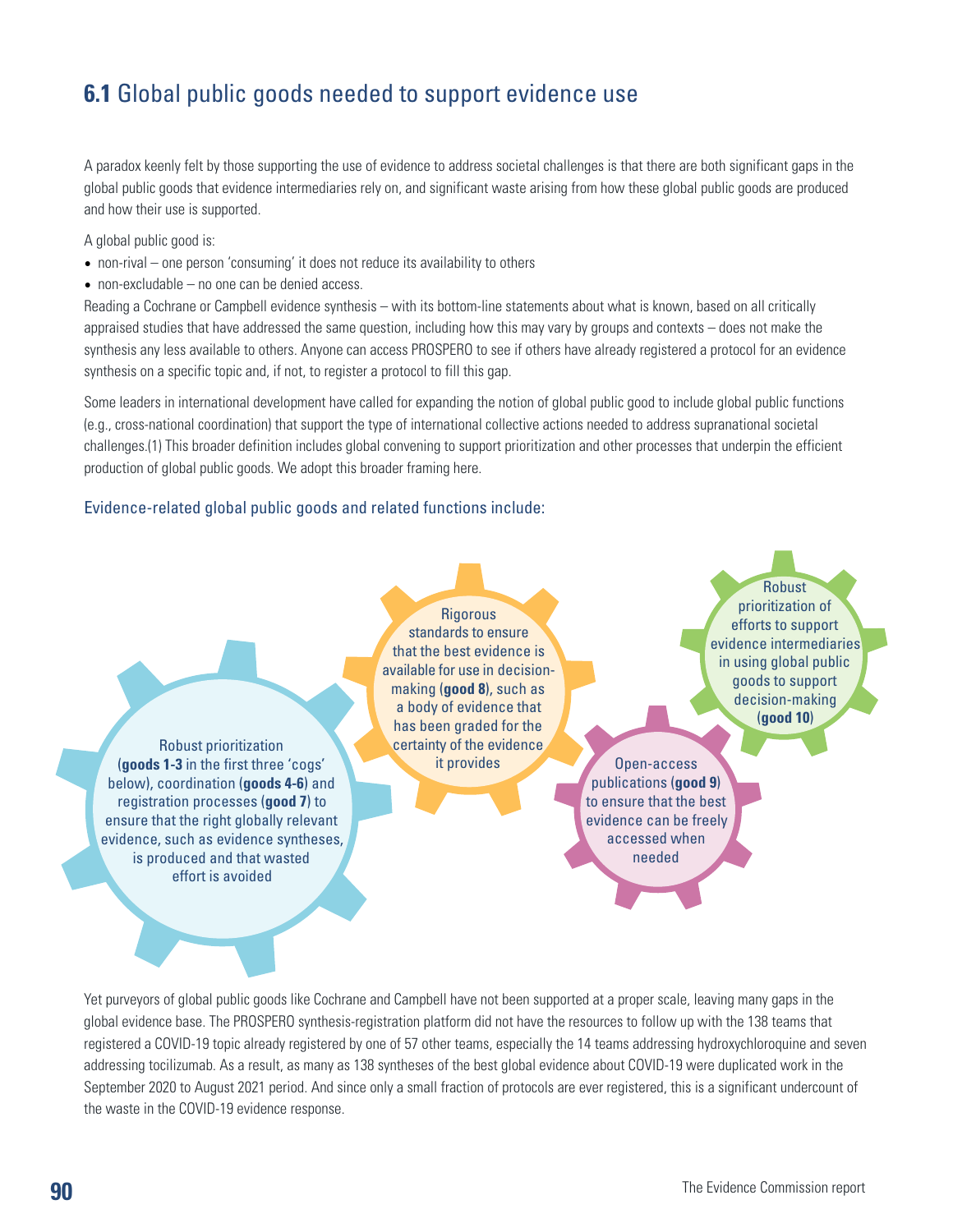## **6.1** Global public goods needed to support evidence use

A paradox keenly felt by those supporting the use of evidence to address societal challenges is that there are both significant gaps in the global public goods that evidence intermediaries rely on, and significant waste arising from how these global public goods are produced and how their use is supported.

A global public good is:

- non-rival – one person 'consuming' it does not reduce its availability to others
- non-excludable – no one can be denied access.

Reading a Cochrane or Campbell evidence synthesis – with its bottom-line statements about what is known, based on all critically appraised studies that have addressed the same question, including how this may vary by groups and contexts – does not make the synthesis any less available to others. Anyone can access PROSPERO to see if others have already registered a protocol for an evidence synthesis on a specific topic and, if not, to register a protocol to fill this gap.

Some leaders in international development have called for expanding the notion of global public good to include global public functions (e.g., cross-national coordination) that support the type of international collective actions needed to address supranational societal challenges.(1) This broader definition includes global convening to support prioritization and other processes that underpin the efficient production of global public goods. We adopt this broader framing here.

### Evidence-related global public goods and related functions include:

- Robust prioritization (**goods 1-3** in the first three 'cogs' below), coordination (**goods 4-6**) and registration processes (**good 7**) to ensure that the right globally relevant evidence, such as evidence syntheses, is produced and that wasted effort is avoided
- Rigorous standards to ensure that the best evidence is available for use in decision-making (**good 8**), such as a body of evidence that has been graded for the certainty of the evidence it provides
- Open-access publications (**good 9**) to ensure that the best evidence can be freely accessed when needed
- Robust prioritization of efforts to support evidence intermediaries in using global public goods to support decision-making (**good 10**)

Yet purveyors of global public goods like Cochrane and Campbell have not been supported at a proper scale, leaving many gaps in the global evidence base. The PROSPERO synthesis-registration platform did not have the resources to follow up with the 138 teams that registered a COVID-19 topic already registered by one of 57 other teams, especially the 14 teams addressing hydroxychloroquine and seven addressing tocilizumab. As a result, as many as 138 syntheses of the best global evidence about COVID-19 were duplicated work in the September 2020 to August 2021 period. And since only a small fraction of protocols are ever registered, this is a significant undercount of the waste in the COVID-19 evidence response.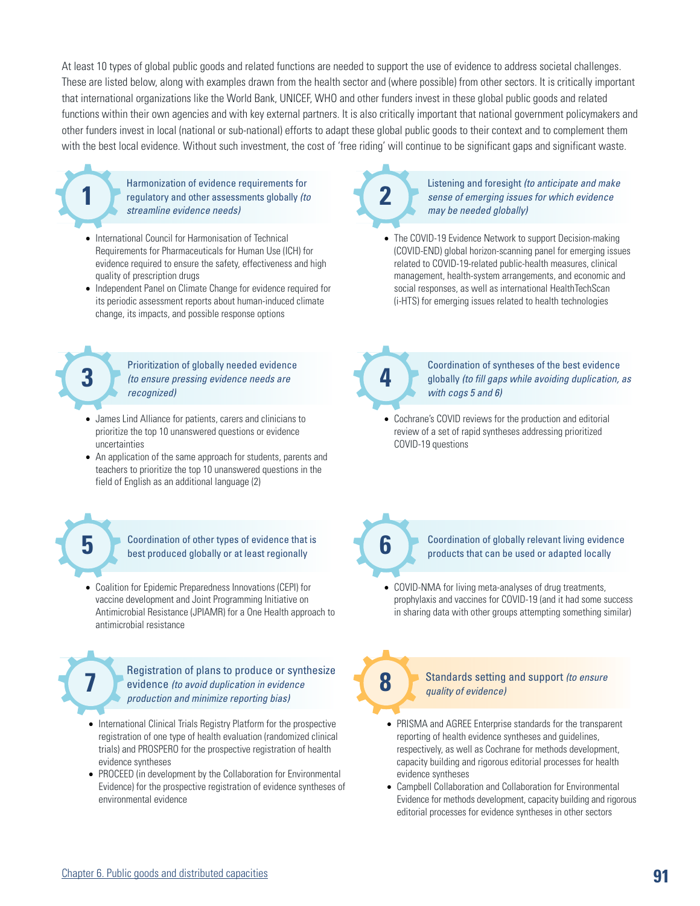At least 10 types of global public goods and related functions are needed to support the use of evidence to address societal challenges. These are listed below, along with examples drawn from the health sector and (where possible) from other sectors. It is critically important that international organizations like the World Bank, UNICEF, WHO and other funders invest in these global public goods and related functions within their own agencies and with key external partners. It is also critically important that national government policymakers and other funders invest in local (national or sub-national) efforts to adapt these global public goods to their context and to complement them with the best local evidence. Without such investment, the cost of 'free riding' will continue to be significant gaps and significant waste.

### 1 Harmonization of evidence requirements for regulatory and other assessments globally *(to streamline evidence needs)*

- International Council for Harmonisation of Technical Requirements for Pharmaceuticals for Human Use (ICH) for evidence required to ensure the safety, effectiveness and high quality of prescription drugs
- Independent Panel on Climate Change for evidence required for its periodic assessment reports about human-induced climate change, its impacts, and possible response options

### 2 Listening and foresight *(to anticipate and make sense of emerging issues for which evidence may be needed globally)*

- The COVID-19 Evidence Network to support Decision-making (COVID-END) global horizon-scanning panel for emerging issues related to COVID-19-related public-health measures, clinical management, health-system arrangements, and economic and social responses, as well as international HealthTechScan (i-HTS) for emerging issues related to health technologies

### 3 Prioritization of globally needed evidence *(to ensure pressing evidence needs are recognized)*

- James Lind Alliance for patients, carers and clinicians to prioritize the top 10 unanswered questions or evidence uncertainties
- An application of the same approach for students, parents and teachers to prioritize the top 10 unanswered questions in the field of English as an additional language (2)

### 4 Coordination of syntheses of the best evidence globally *(to fill gaps while avoiding duplication, as with cogs 5 and 6)*

- Cochrane's COVID reviews for the production and editorial review of a set of rapid syntheses addressing prioritized COVID-19 questions

### 5 Coordination of other types of evidence that is best produced globally or at least regionally

- Coalition for Epidemic Preparedness Innovations (CEPI) for vaccine development and Joint Programming Initiative on Antimicrobial Resistance (JPIAMR) for a One Health approach to antimicrobial resistance

### 6 Coordination of globally relevant living evidence products that can be used or adapted locally

- COVID-NMA for living meta-analyses of drug treatments, prophylaxis and vaccines for COVID-19 (and it had some success in sharing data with other groups attempting something similar)

### 7 Registration of plans to produce or synthesize evidence *(to avoid duplication in evidence production and minimize reporting bias)*

- International Clinical Trials Registry Platform for the prospective registration of one type of health evaluation (randomized clinical trials) and PROSPERO for the prospective registration of health evidence syntheses
- PROCEED (in development by the Collaboration for Environmental Evidence) for the prospective registration of evidence syntheses of environmental evidence

### 8 Standards setting and support *(to ensure quality of evidence)*

- PRISMA and AGREE Enterprise standards for the transparent reporting of health evidence syntheses and guidelines, respectively, as well as Cochrane for methods development, capacity building and rigorous editorial processes for health evidence syntheses
- Campbell Collaboration and Collaboration for Environmental Evidence for methods development, capacity building and rigorous editorial processes for evidence syntheses in other sectors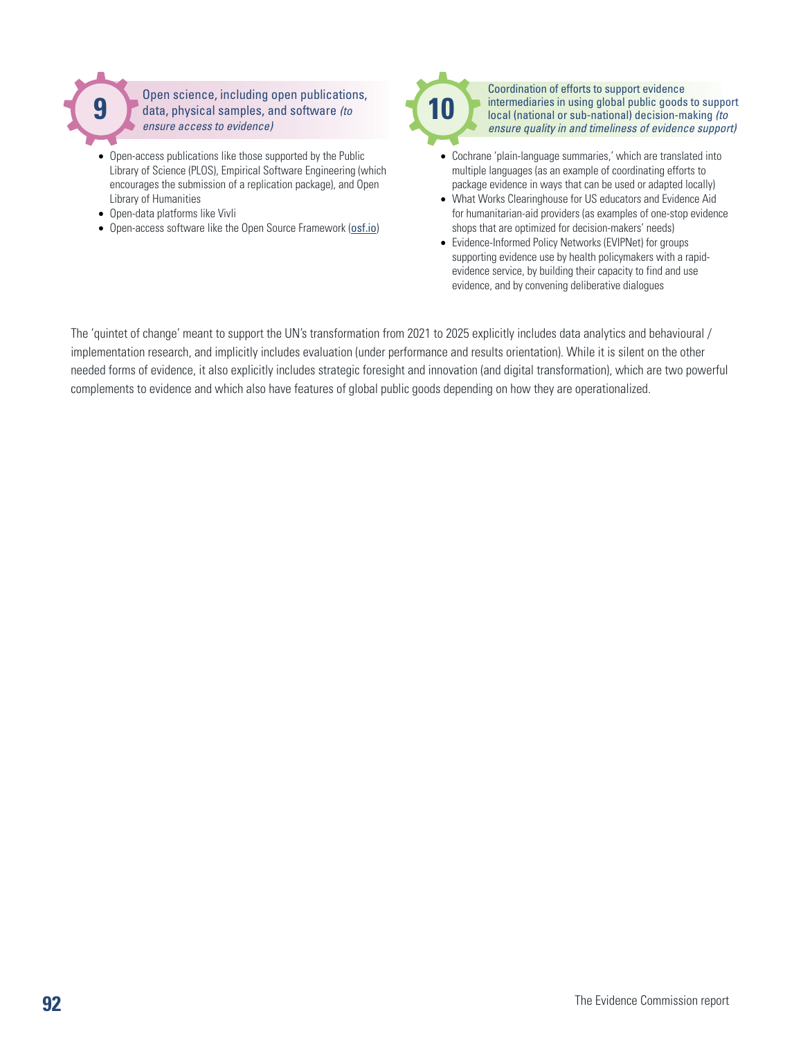**9** Open science, including open publications, data, physical samples, and software *(to ensure access to evidence)*

- Open-access publications like those supported by the Public Library of Science (PLOS), Empirical Software Engineering (which encourages the submission of a replication package), and Open Library of Humanities
- Open-data platforms like Vivli
- Open-access software like the Open Source Framework (osf.io)

**10** Coordination of efforts to support evidence intermediaries in using global public goods to support local (national or sub-national) decision-making *(to ensure quality in and timeliness of evidence support)*

- Cochrane 'plain-language summaries,' which are translated into multiple languages (as an example of coordinating efforts to package evidence in ways that can be used or adapted locally)
- What Works Clearinghouse for US educators and Evidence Aid for humanitarian-aid providers (as examples of one-stop evidence shops that are optimized for decision-makers' needs)
- Evidence-Informed Policy Networks (EVIPNet) for groups supporting evidence use by health policymakers with a rapid-evidence service, by building their capacity to find and use evidence, and by convening deliberative dialogues

The 'quintet of change' meant to support the UN's transformation from 2021 to 2025 explicitly includes data analytics and behavioural / implementation research, and implicitly includes evaluation (under performance and results orientation). While it is silent on the other needed forms of evidence, it also explicitly includes strategic foresight and innovation (and digital transformation), which are two powerful complements to evidence and which also have features of global public goods depending on how they are operationalized.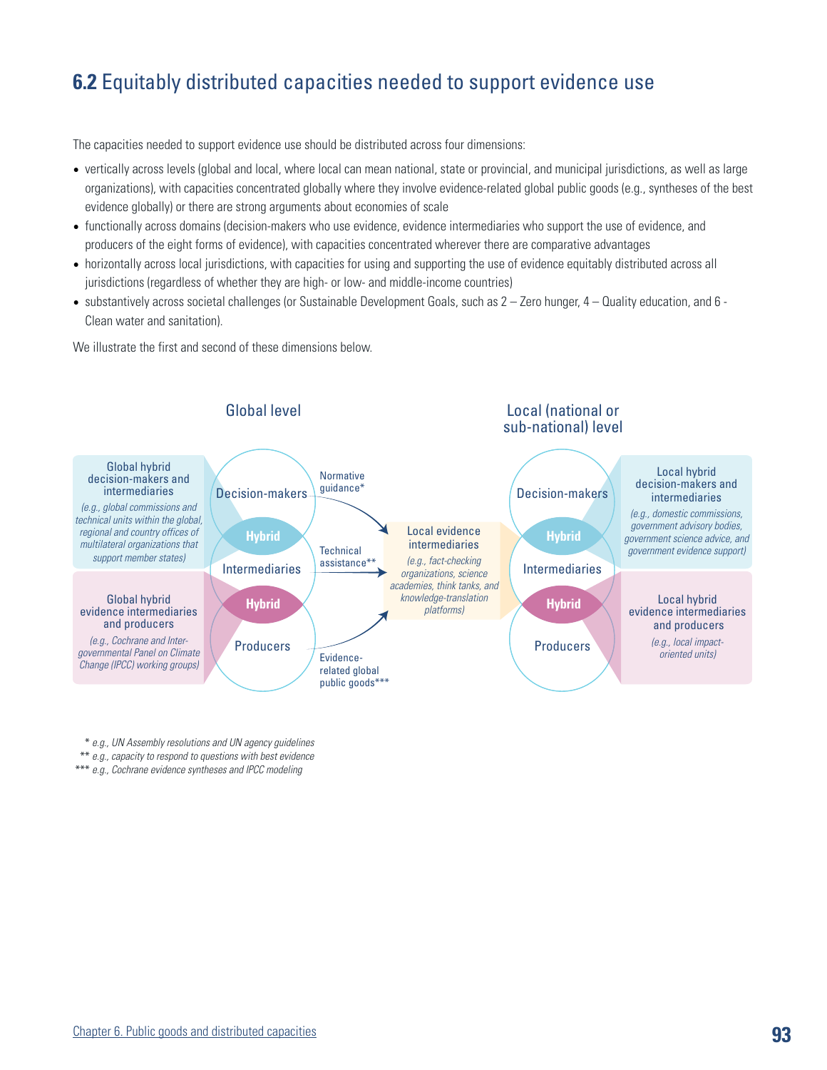## 6.2 Equitably distributed capacities needed to support evidence use

The capacities needed to support evidence use should be distributed across four dimensions:

- vertically across levels (global and local, where local can mean national, state or provincial, and municipal jurisdictions, as well as large organizations), with capacities concentrated globally where they involve evidence-related global public goods (e.g., syntheses of the best evidence globally) or there are strong arguments about economies of scale
- functionally across domains (decision-makers who use evidence, evidence intermediaries who support the use of evidence, and producers of the eight forms of evidence), with capacities concentrated wherever there are comparative advantages
- horizontally across local jurisdictions, with capacities for using and supporting the use of evidence equitably distributed across all jurisdictions (regardless of whether they are high- or low- and middle-income countries)
- substantively across societal challenges (or Sustainable Development Goals, such as 2 – Zero hunger, 4 – Quality education, and 6 - Clean water and sanitation).

We illustrate the first and second of these dimensions below.

Global level

Global hybrid decision-makers and intermediaries
*(e.g., global commissions and technical units within the global, regional and country offices of multilateral organizations that support member states)*

Global hybrid evidence intermediaries and producers
*(e.g., Cochrane and Inter-governmental Panel on Climate Change (IPCC) working groups)*

Decision-makers — Hybrid — Intermediaries — Hybrid — Producers

Normative guidance*

Technical assistance**

Evidence-related global public goods***

Local evidence intermediaries
*(e.g., fact-checking organizations, science academies, think tanks, and knowledge-translation platforms)*

Local (national or sub-national) level

Decision-makers — Hybrid — Intermediaries — Hybrid — Producers

Local hybrid decision-makers and intermediaries
*(e.g., domestic commissions, government advisory bodies, government science advice, and government evidence support)*

Local hybrid evidence intermediaries and producers
*(e.g., local impact-oriented units)*

\* *e.g., UN Assembly resolutions and UN agency guidelines*
\*\* *e.g., capacity to respond to questions with best evidence*
\*\*\* *e.g., Cochrane evidence syntheses and IPCC modeling*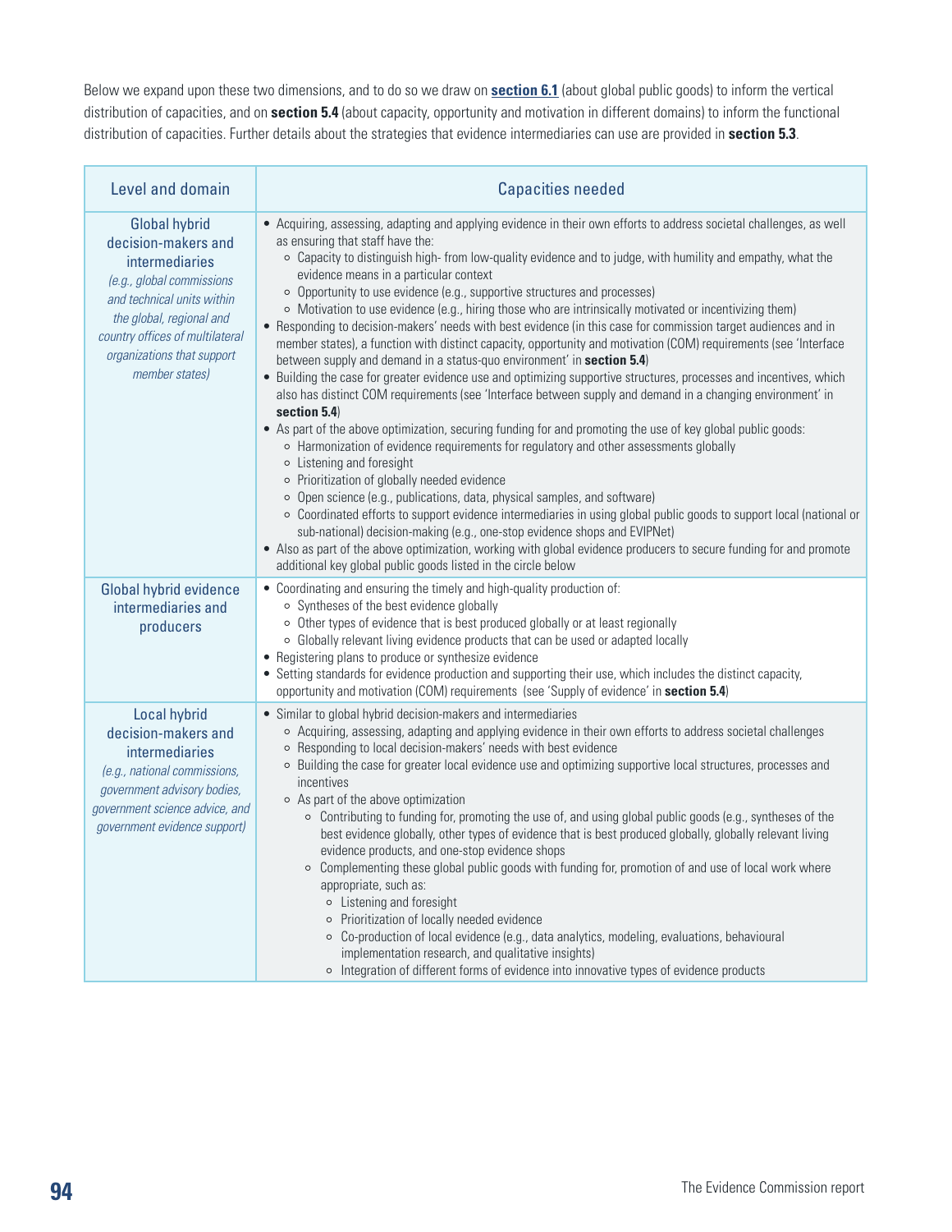Below we expand upon these two dimensions, and to do so we draw on **section 6.1** (about global public goods) to inform the vertical distribution of capacities, and on **section 5.4** (about capacity, opportunity and motivation in different domains) to inform the functional distribution of capacities. Further details about the strategies that evidence intermediaries can use are provided in **section 5.3**.

| Level and domain | Capacities needed |
|---|---|
| Global hybrid decision-makers and intermediaries *(e.g., global commissions and technical units within the global, regional and country offices of multilateral organizations that support member states)* | • Acquiring, assessing, adapting and applying evidence in their own efforts to address societal challenges, as well as ensuring that staff have the:<br>  ◦ Capacity to distinguish high- from low-quality evidence and to judge, with humility and empathy, what the evidence means in a particular context<br>  ◦ Opportunity to use evidence (e.g., supportive structures and processes)<br>  ◦ Motivation to use evidence (e.g., hiring those who are intrinsically motivated or incentivizing them)<br>• Responding to decision-makers' needs with best evidence (in this case for commission target audiences and in member states), a function with distinct capacity, opportunity and motivation (COM) requirements (see 'Interface between supply and demand in a status-quo environment' in **section 5.4**)<br>• Building the case for greater evidence use and optimizing supportive structures, processes and incentives, which also has distinct COM requirements (see 'Interface between supply and demand in a changing environment' in **section 5.4**)<br>• As part of the above optimization, securing funding for and promoting the use of key global public goods:<br>  ◦ Harmonization of evidence requirements for regulatory and other assessments globally<br>  ◦ Listening and foresight<br>  ◦ Prioritization of globally needed evidence<br>  ◦ Open science (e.g., publications, data, physical samples, and software)<br>  ◦ Coordinated efforts to support evidence intermediaries in using global public goods to support local (national or sub-national) decision-making (e.g., one-stop evidence shops and EVIPNet)<br>• Also as part of the above optimization, working with global evidence producers to secure funding for and promote additional key global public goods listed in the circle below |
| Global hybrid evidence intermediaries and producers | • Coordinating and ensuring the timely and high-quality production of:<br>  ◦ Syntheses of the best evidence globally<br>  ◦ Other types of evidence that is best produced globally or at least regionally<br>  ◦ Globally relevant living evidence products that can be used or adapted locally<br>• Registering plans to produce or synthesize evidence<br>• Setting standards for evidence production and supporting their use, which includes the distinct capacity, opportunity and motivation (COM) requirements (see 'Supply of evidence' in **section 5.4**) |
| Local hybrid decision-makers and intermediaries *(e.g., national commissions, government advisory bodies, government science advice, and government evidence support)* | • Similar to global hybrid decision-makers and intermediaries<br>  ◦ Acquiring, assessing, adapting and applying evidence in their own efforts to address societal challenges<br>  ◦ Responding to local decision-makers' needs with best evidence<br>  ◦ Building the case for greater local evidence use and optimizing supportive local structures, processes and incentives<br>  ◦ As part of the above optimization<br>    ◦ Contributing to funding for, promoting the use of, and using global public goods (e.g., syntheses of the best evidence globally, other types of evidence that is best produced globally, globally relevant living evidence products, and one-stop evidence shops<br>    ◦ Complementing these global public goods with funding for, promotion of and use of local work where appropriate, such as:<br>      ◦ Listening and foresight<br>      ◦ Prioritization of locally needed evidence<br>      ◦ Co-production of local evidence (e.g., data analytics, modeling, evaluations, behavioural implementation research, and qualitative insights)<br>      ◦ Integration of different forms of evidence into innovative types of evidence products |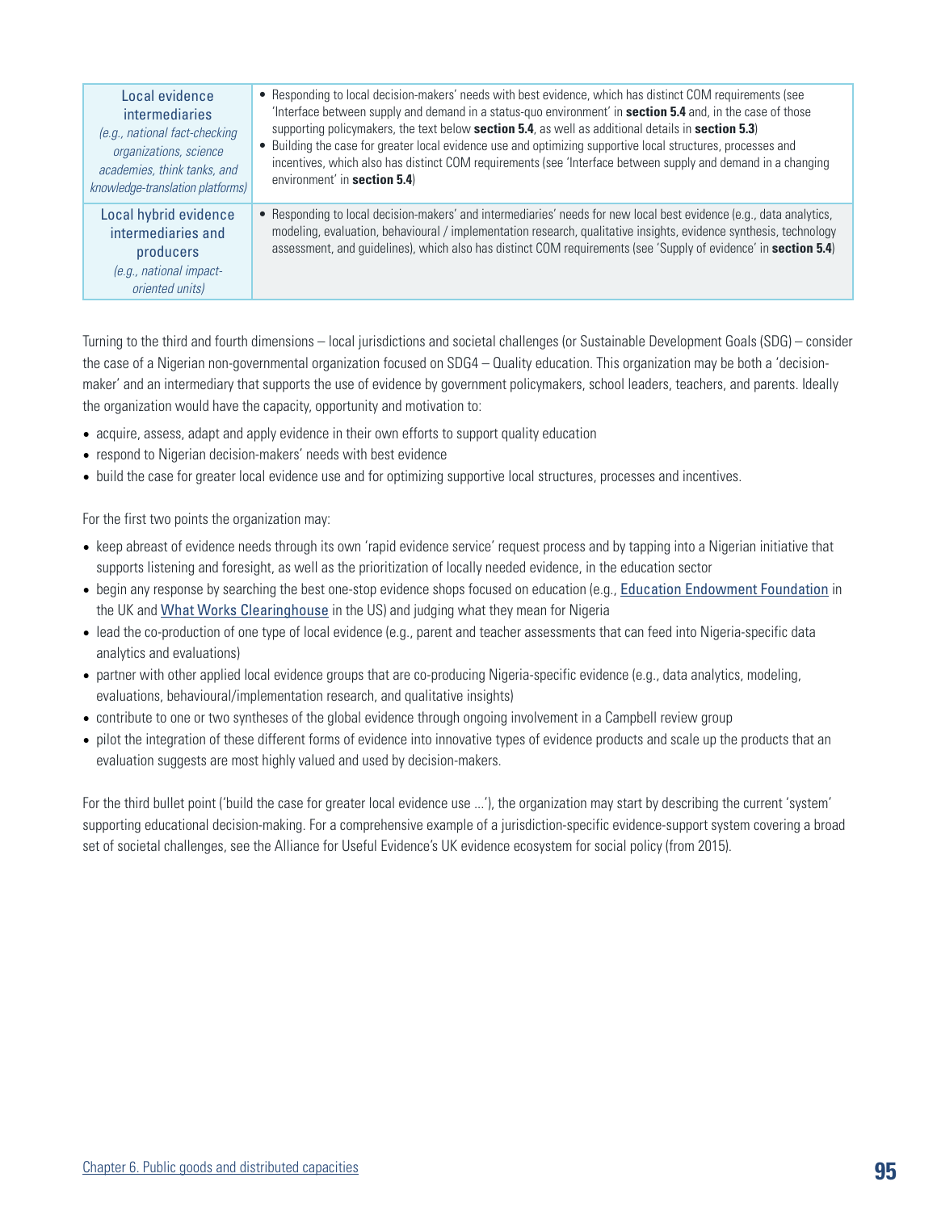| Local evidence intermediaries *(e.g., national fact-checking organizations, science academies, think tanks, and knowledge-translation platforms)* | • Responding to local decision-makers' needs with best evidence, which has distinct COM requirements (see 'Interface between supply and demand in a status-quo environment' in **section 5.4** and, in the case of those supporting policymakers, the text below **section 5.4**, as well as additional details in **section 5.3**)<br>• Building the case for greater local evidence use and optimizing supportive local structures, processes and incentives, which also has distinct COM requirements (see 'Interface between supply and demand in a changing environment' in **section 5.4**) |
|---|---|
| Local hybrid evidence intermediaries and producers *(e.g., national impact-oriented units)* | • Responding to local decision-makers' and intermediaries' needs for new local best evidence (e.g., data analytics, modeling, evaluation, behavioural / implementation research, qualitative insights, evidence synthesis, technology assessment, and guidelines), which also has distinct COM requirements (see 'Supply of evidence' in **section 5.4**) |

Turning to the third and fourth dimensions – local jurisdictions and societal challenges (or Sustainable Development Goals (SDG) – consider the case of a Nigerian non-governmental organization focused on SDG4 – Quality education. This organization may be both a 'decision-maker' and an intermediary that supports the use of evidence by government policymakers, school leaders, teachers, and parents. Ideally the organization would have the capacity, opportunity and motivation to:

- acquire, assess, adapt and apply evidence in their own efforts to support quality education
- respond to Nigerian decision-makers' needs with best evidence
- build the case for greater local evidence use and for optimizing supportive local structures, processes and incentives.

For the first two points the organization may:

- keep abreast of evidence needs through its own 'rapid evidence service' request process and by tapping into a Nigerian initiative that supports listening and foresight, as well as the prioritization of locally needed evidence, in the education sector
- begin any response by searching the best one-stop evidence shops focused on education (e.g., Education Endowment Foundation in the UK and What Works Clearinghouse in the US) and judging what they mean for Nigeria
- lead the co-production of one type of local evidence (e.g., parent and teacher assessments that can feed into Nigeria-specific data analytics and evaluations)
- partner with other applied local evidence groups that are co-producing Nigeria-specific evidence (e.g., data analytics, modeling, evaluations, behavioural/implementation research, and qualitative insights)
- contribute to one or two syntheses of the global evidence through ongoing involvement in a Campbell review group
- pilot the integration of these different forms of evidence into innovative types of evidence products and scale up the products that an evaluation suggests are most highly valued and used by decision-makers.

For the third bullet point ('build the case for greater local evidence use ...'), the organization may start by describing the current 'system' supporting educational decision-making. For a comprehensive example of a jurisdiction-specific evidence-support system covering a broad set of societal challenges, see the Alliance for Useful Evidence's UK evidence ecosystem for social policy (from 2015).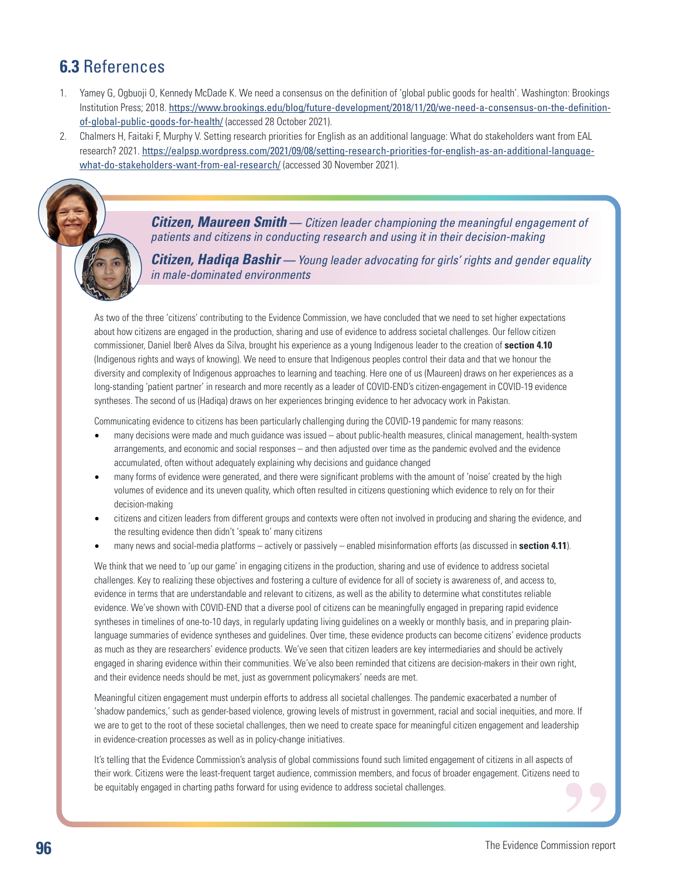## 6.3 References

1. Yamey G, Ogbuoji O, Kennedy McDade K. We need a consensus on the definition of 'global public goods for health'. Washington: Brookings Institution Press; 2018. https://www.brookings.edu/blog/future-development/2018/11/20/we-need-a-consensus-on-the-definition-of-global-public-goods-for-health/ (accessed 28 October 2021).
2. Chalmers H, Faitaki F, Murphy V. Setting research priorities for English as an additional language: What do stakeholders want from EAL research? 2021. https://ealpsp.wordpress.com/2021/09/08/setting-research-priorities-for-english-as-an-additional-language-what-do-stakeholders-want-from-eal-research/ (accessed 30 November 2021).

***Citizen, Maureen Smith*** *— Citizen leader championing the meaningful engagement of patients and citizens in conducting research and using it in their decision-making*

***Citizen, Hadiqa Bashir*** *— Young leader advocating for girls' rights and gender equality in male-dominated environments*

As two of the three 'citizens' contributing to the Evidence Commission, we have concluded that we need to set higher expectations about how citizens are engaged in the production, sharing and use of evidence to address societal challenges. Our fellow citizen commissioner, Daniel Iberê Alves da Silva, brought his experience as a young Indigenous leader to the creation of **section 4.10** (Indigenous rights and ways of knowing). We need to ensure that Indigenous peoples control their data and that we honour the diversity and complexity of Indigenous approaches to learning and teaching. Here one of us (Maureen) draws on her experiences as a long-standing 'patient partner' in research and more recently as a leader of COVID-END's citizen-engagement in COVID-19 evidence syntheses. The second of us (Hadiqa) draws on her experiences bringing evidence to her advocacy work in Pakistan.

Communicating evidence to citizens has been particularly challenging during the COVID-19 pandemic for many reasons:

- many decisions were made and much guidance was issued – about public-health measures, clinical management, health-system arrangements, and economic and social responses – and then adjusted over time as the pandemic evolved and the evidence accumulated, often without adequately explaining why decisions and guidance changed
- many forms of evidence were generated, and there were significant problems with the amount of 'noise' created by the high volumes of evidence and its uneven quality, which often resulted in citizens questioning which evidence to rely on for their decision-making
- citizens and citizen leaders from different groups and contexts were often not involved in producing and sharing the evidence, and the resulting evidence then didn't 'speak to' many citizens
- many news and social-media platforms – actively or passively – enabled misinformation efforts (as discussed in **section 4.11**).

We think that we need to 'up our game' in engaging citizens in the production, sharing and use of evidence to address societal challenges. Key to realizing these objectives and fostering a culture of evidence for all of society is awareness of, and access to, evidence in terms that are understandable and relevant to citizens, as well as the ability to determine what constitutes reliable evidence. We've shown with COVID-END that a diverse pool of citizens can be meaningfully engaged in preparing rapid evidence syntheses in timelines of one-to-10 days, in regularly updating living guidelines on a weekly or monthly basis, and in preparing plain-language summaries of evidence syntheses and guidelines. Over time, these evidence products can become citizens' evidence products as much as they are researchers' evidence products. We've seen that citizen leaders are key intermediaries and should be actively engaged in sharing evidence within their communities. We've also been reminded that citizens are decision-makers in their own right, and their evidence needs should be met, just as government policymakers' needs are met.

Meaningful citizen engagement must underpin efforts to address all societal challenges. The pandemic exacerbated a number of 'shadow pandemics,' such as gender-based violence, growing levels of mistrust in government, racial and social inequities, and more. If we are to get to the root of these societal challenges, then we need to create space for meaningful citizen engagement and leadership in evidence-creation processes as well as in policy-change initiatives.

It's telling that the Evidence Commission's analysis of global commissions found such limited engagement of citizens in all aspects of their work. Citizens were the least-frequent target audience, commission members, and focus of broader engagement. Citizens need to be equitably engaged in charting paths forward for using evidence to address societal challenges.